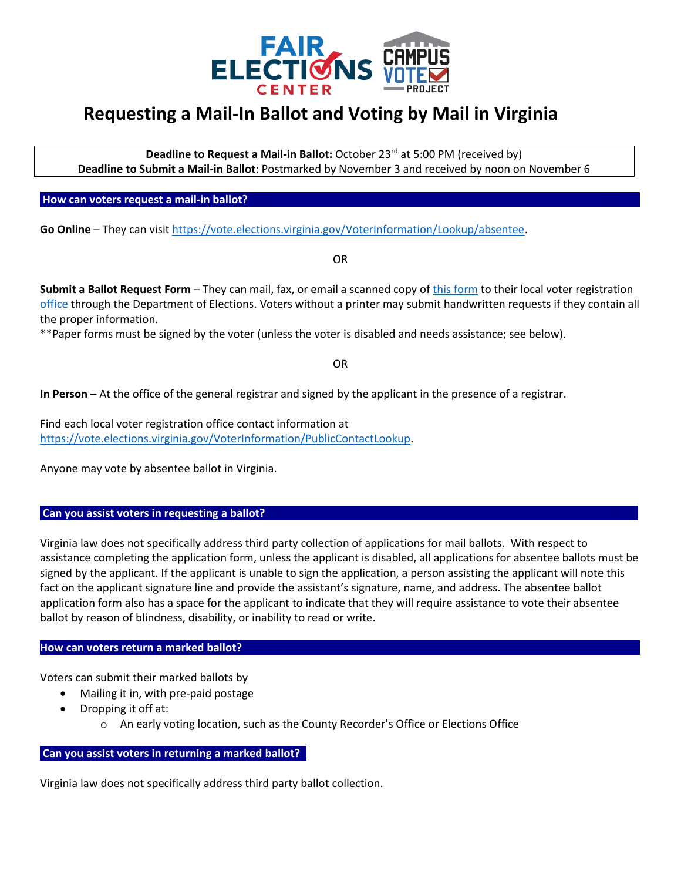# Requesting a Mail-In Ballot and Voting by Mail in Virginia

**Deadline to Request a Mail-in Ballot:** October 23rd at 5:00 PM (received by)
**Deadline to Submit a Mail-in Ballot**: Postmarked by November 3 and received by noon on November 6

## How can voters request a mail-in ballot?

**Go Online** – They can visit https://vote.elections.virginia.gov/VoterInformation/Lookup/absentee.

OR

**Submit a Ballot Request Form** – They can mail, fax, or email a scanned copy of this form to their local voter registration office through the Department of Elections. Voters without a printer may submit handwritten requests if they contain all the proper information.
**Paper forms must be signed by the voter (unless the voter is disabled and needs assistance; see below).

OR

**In Person** – At the office of the general registrar and signed by the applicant in the presence of a registrar.

Find each local voter registration office contact information at https://vote.elections.virginia.gov/VoterInformation/PublicContactLookup.

Anyone may vote by absentee ballot in Virginia.

## Can you assist voters in requesting a ballot?

Virginia law does not specifically address third party collection of applications for mail ballots. With respect to assistance completing the application form, unless the applicant is disabled, all applications for absentee ballots must be signed by the applicant. If the applicant is unable to sign the application, a person assisting the applicant will note this fact on the applicant signature line and provide the assistant's signature, name, and address. The absentee ballot application form also has a space for the applicant to indicate that they will require assistance to vote their absentee ballot by reason of blindness, disability, or inability to read or write.

## How can voters return a marked ballot?

Voters can submit their marked ballots by

- Mailing it in, with pre-paid postage
- Dropping it off at:
  - An early voting location, such as the County Recorder's Office or Elections Office

## Can you assist voters in returning a marked ballot?

Virginia law does not specifically address third party ballot collection.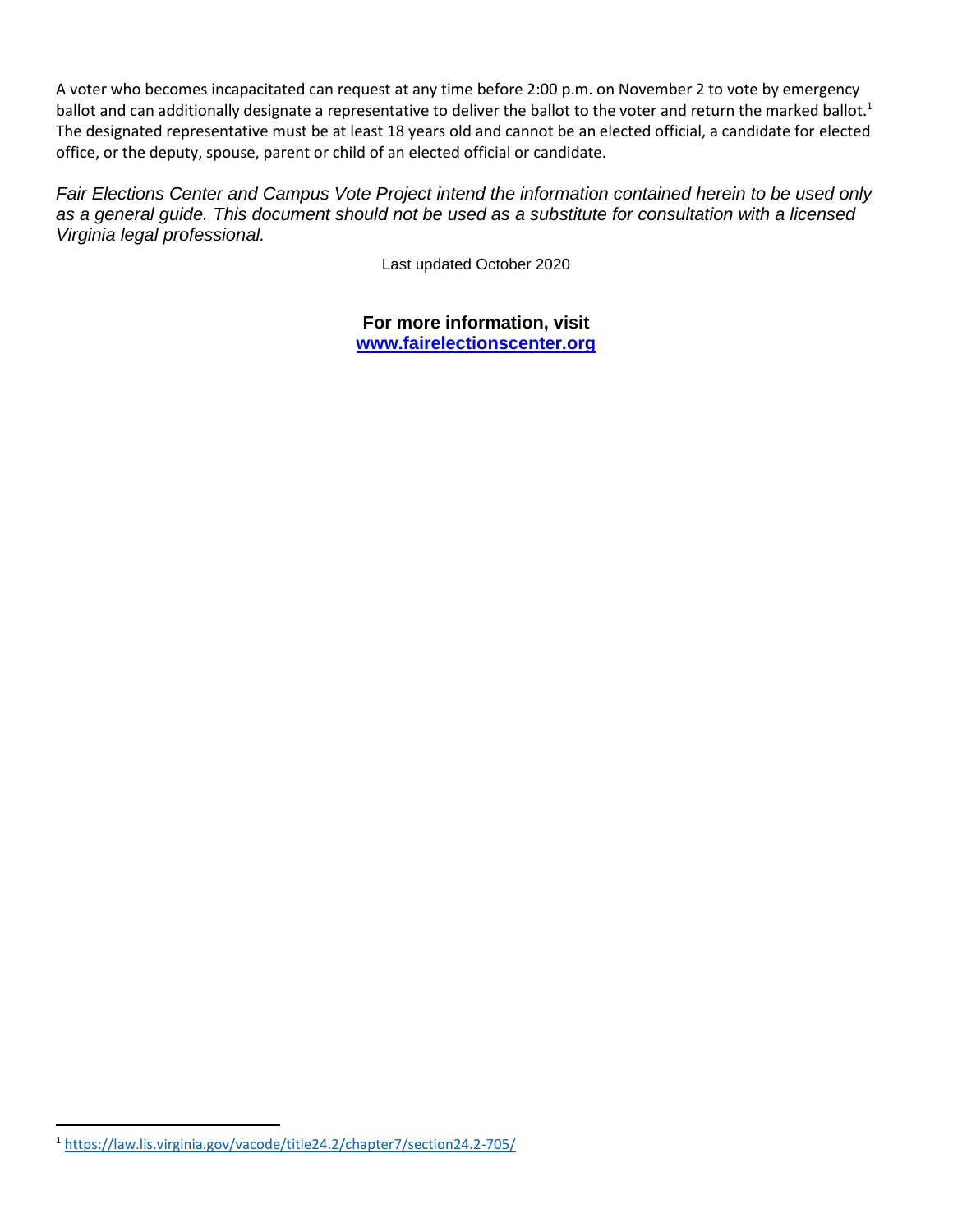A voter who becomes incapacitated can request at any time before 2:00 p.m. on November 2 to vote by emergency ballot and can additionally designate a representative to deliver the ballot to the voter and return the marked ballot.[1] The designated representative must be at least 18 years old and cannot be an elected official, a candidate for elected office, or the deputy, spouse, parent or child of an elected official or candidate.

*Fair Elections Center and Campus Vote Project intend the information contained herein to be used only as a general guide. This document should not be used as a substitute for consultation with a licensed Virginia legal professional.*

Last updated October 2020

**For more information, visit**
**[www.fairelectionscenter.org](www.fairelectionscenter.org)**

---

[1] https://law.lis.virginia.gov/vacode/title24.2/chapter7/section24.2-705/